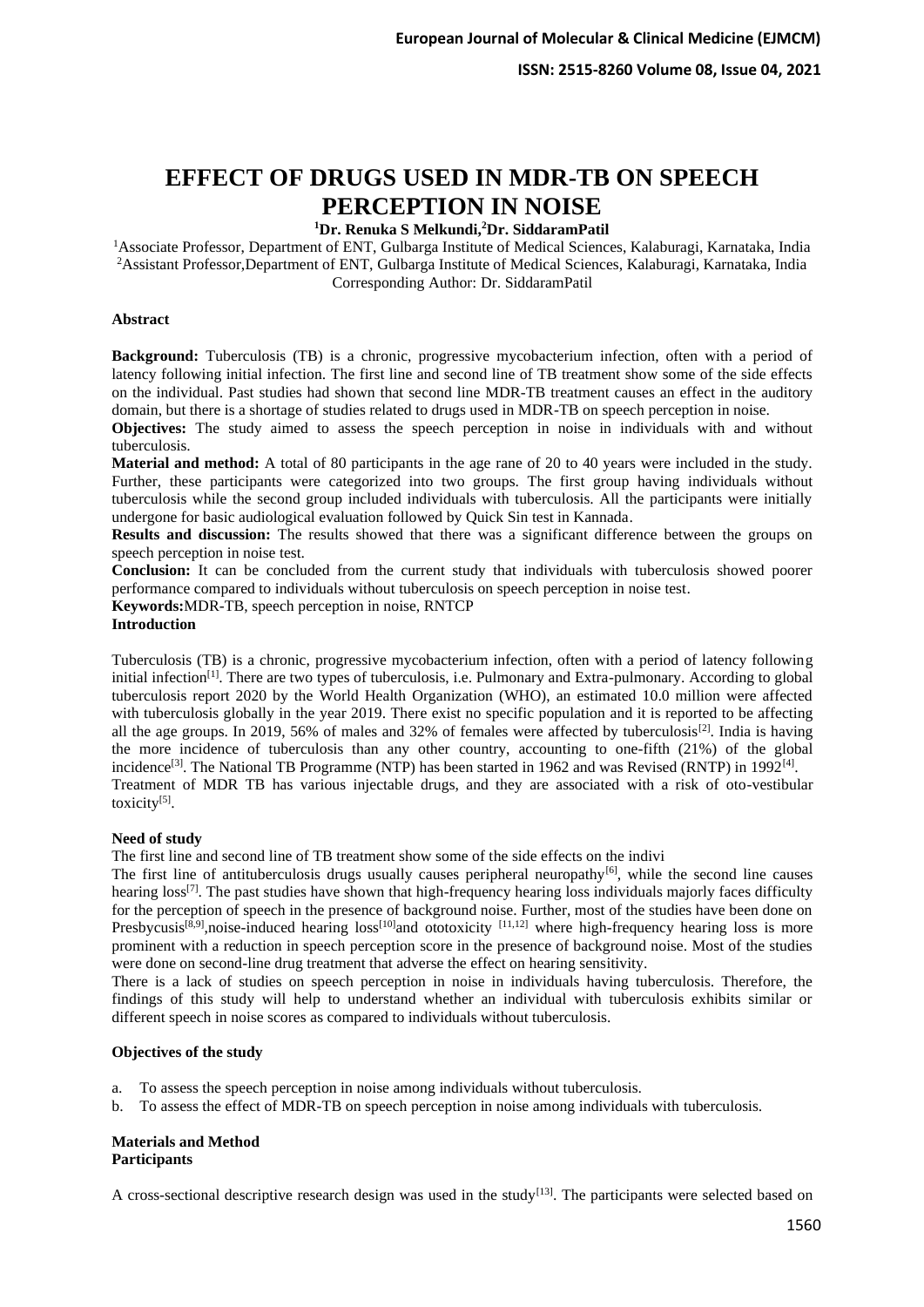# EFFECT OF DRUGS USED IN MDR-TB ON SPEECH PERCEPTION IN NOISE

**[1]Dr. Renuka S Melkundi,[2]Dr. SiddaramPatil**

[1]Associate Professor, Department of ENT, Gulbarga Institute of Medical Sciences, Kalaburagi, Karnataka, India
[2]Assistant Professor,Department of ENT, Gulbarga Institute of Medical Sciences, Kalaburagi, Karnataka, India
Corresponding Author: Dr. SiddaramPatil

### Abstract

**Background:** Tuberculosis (TB) is a chronic, progressive mycobacterium infection, often with a period of latency following initial infection. The first line and second line of TB treatment show some of the side effects on the individual. Past studies had shown that second line MDR-TB treatment causes an effect in the auditory domain, but there is a shortage of studies related to drugs used in MDR-TB on speech perception in noise.

**Objectives:** The study aimed to assess the speech perception in noise in individuals with and without tuberculosis.

**Material and method:** A total of 80 participants in the age rane of 20 to 40 years were included in the study. Further, these participants were categorized into two groups. The first group having individuals without tuberculosis while the second group included individuals with tuberculosis. All the participants were initially undergone for basic audiological evaluation followed by Quick Sin test in Kannada.

**Results and discussion:** The results showed that there was a significant difference between the groups on speech perception in noise test.

**Conclusion:** It can be concluded from the current study that individuals with tuberculosis showed poorer performance compared to individuals without tuberculosis on speech perception in noise test.

**Keywords:**MDR-TB, speech perception in noise, RNTCP

### Introduction

Tuberculosis (TB) is a chronic, progressive mycobacterium infection, often with a period of latency following initial infection[1]. There are two types of tuberculosis, i.e. Pulmonary and Extra-pulmonary. According to global tuberculosis report 2020 by the World Health Organization (WHO), an estimated 10.0 million were affected with tuberculosis globally in the year 2019. There exist no specific population and it is reported to be affecting all the age groups. In 2019, 56% of males and 32% of females were affected by tuberculosis[2]. India is having the more incidence of tuberculosis than any other country, accounting to one-fifth (21%) of the global incidence[3]. The National TB Programme (NTP) has been started in 1962 and was Revised (RNTP) in 1992[4].
Treatment of MDR TB has various injectable drugs, and they are associated with a risk of oto-vestibular toxicity[5].

### Need of study

The first line and second line of TB treatment show some of the side effects on the indivi

The first line of antituberculosis drugs usually causes peripheral neuropathy[6], while the second line causes hearing loss[7]. The past studies have shown that high-frequency hearing loss individuals majorly faces difficulty for the perception of speech in the presence of background noise. Further, most of the studies have been done on Presbycusis[8,9],noise-induced hearing loss[10]and ototoxicity [11,12] where high-frequency hearing loss is more prominent with a reduction in speech perception score in the presence of background noise. Most of the studies were done on second-line drug treatment that adverse the effect on hearing sensitivity.

There is a lack of studies on speech perception in noise in individuals having tuberculosis. Therefore, the findings of this study will help to understand whether an individual with tuberculosis exhibits similar or different speech in noise scores as compared to individuals without tuberculosis.

### Objectives of the study

a. To assess the speech perception in noise among individuals without tuberculosis.
b. To assess the effect of MDR-TB on speech perception in noise among individuals with tuberculosis.

### Materials and Method

#### Participants

A cross-sectional descriptive research design was used in the study[13]. The participants were selected based on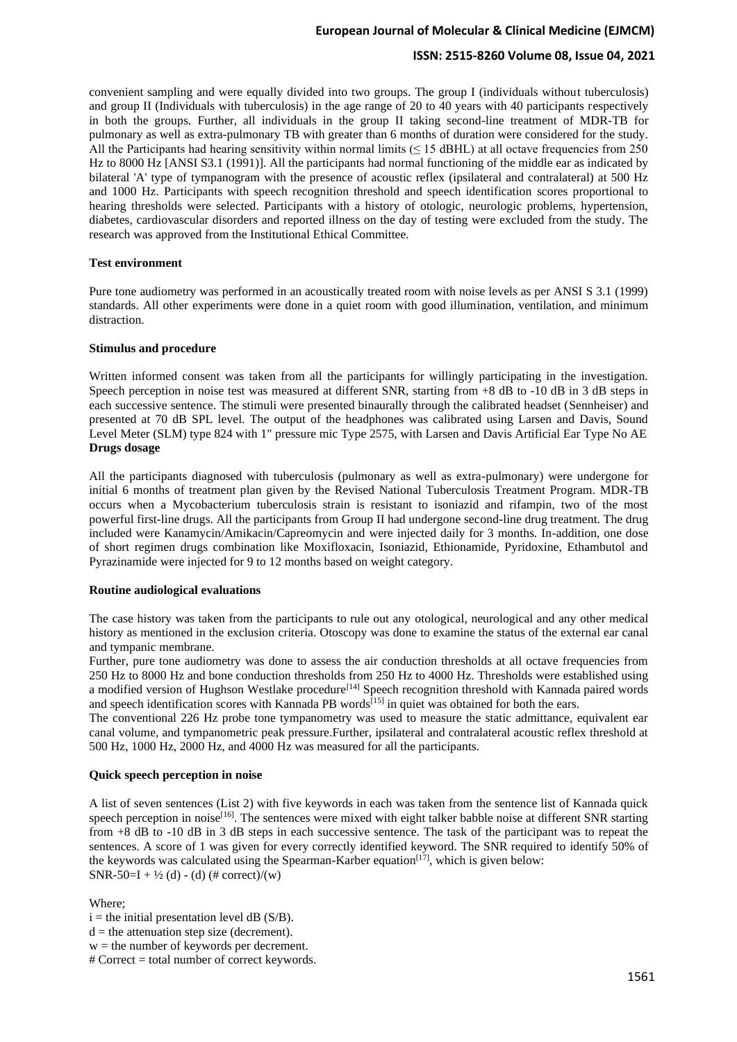convenient sampling and were equally divided into two groups. The group I (individuals without tuberculosis) and group II (Individuals with tuberculosis) in the age range of 20 to 40 years with 40 participants respectively in both the groups. Further, all individuals in the group II taking second-line treatment of MDR-TB for pulmonary as well as extra-pulmonary TB with greater than 6 months of duration were considered for the study. All the Participants had hearing sensitivity within normal limits ($\leq$ 15 dBHL) at all octave frequencies from 250 Hz to 8000 Hz [ANSI S3.1 (1991)]. All the participants had normal functioning of the middle ear as indicated by bilateral 'A' type of tympanogram with the presence of acoustic reflex (ipsilateral and contralateral) at 500 Hz and 1000 Hz. Participants with speech recognition threshold and speech identification scores proportional to hearing thresholds were selected. Participants with a history of otologic, neurologic problems, hypertension, diabetes, cardiovascular disorders and reported illness on the day of testing were excluded from the study. The research was approved from the Institutional Ethical Committee.

**Test environment**

Pure tone audiometry was performed in an acoustically treated room with noise levels as per ANSI S 3.1 (1999) standards. All other experiments were done in a quiet room with good illumination, ventilation, and minimum distraction.

**Stimulus and procedure**

Written informed consent was taken from all the participants for willingly participating in the investigation. Speech perception in noise test was measured at different SNR, starting from +8 dB to -10 dB in 3 dB steps in each successive sentence. The stimuli were presented binaurally through the calibrated headset (Sennheiser) and presented at 70 dB SPL level. The output of the headphones was calibrated using Larsen and Davis, Sound Level Meter (SLM) type 824 with 1" pressure mic Type 2575, with Larsen and Davis Artificial Ear Type No AE

**Drugs dosage**

All the participants diagnosed with tuberculosis (pulmonary as well as extra-pulmonary) were undergone for initial 6 months of treatment plan given by the Revised National Tuberculosis Treatment Program. MDR-TB occurs when a Mycobacterium tuberculosis strain is resistant to isoniazid and rifampin, two of the most powerful first-line drugs. All the participants from Group II had undergone second-line drug treatment. The drug included were Kanamycin/Amikacin/Capreomycin and were injected daily for 3 months. In-addition, one dose of short regimen drugs combination like Moxifloxacin, Isoniazid, Ethionamide, Pyridoxine, Ethambutol and Pyrazinamide were injected for 9 to 12 months based on weight category.

**Routine audiological evaluations**

The case history was taken from the participants to rule out any otological, neurological and any other medical history as mentioned in the exclusion criteria. Otoscopy was done to examine the status of the external ear canal and tympanic membrane.

Further, pure tone audiometry was done to assess the air conduction thresholds at all octave frequencies from 250 Hz to 8000 Hz and bone conduction thresholds from 250 Hz to 4000 Hz. Thresholds were established using a modified version of Hughson Westlake procedure[14] Speech recognition threshold with Kannada paired words and speech identification scores with Kannada PB words[15] in quiet was obtained for both the ears.

The conventional 226 Hz probe tone tympanometry was used to measure the static admittance, equivalent ear canal volume, and tympanometric peak pressure.Further, ipsilateral and contralateral acoustic reflex threshold at 500 Hz, 1000 Hz, 2000 Hz, and 4000 Hz was measured for all the participants.

**Quick speech perception in noise**

A list of seven sentences (List 2) with five keywords in each was taken from the sentence list of Kannada quick speech perception in noise[16]. The sentences were mixed with eight talker babble noise at different SNR starting from +8 dB to -10 dB in 3 dB steps in each successive sentence. The task of the participant was to repeat the sentences. A score of 1 was given for every correctly identified keyword. The SNR required to identify 50% of the keywords was calculated using the Spearman-Karber equation[17], which is given below:

$$SNR\text{-}50 = I + \frac{1}{2}(d) - (d)(\#\ correct)/(w)$$

Where;

i = the initial presentation level dB (S/B).
d = the attenuation step size (decrement).
w = the number of keywords per decrement.
# Correct = total number of correct keywords.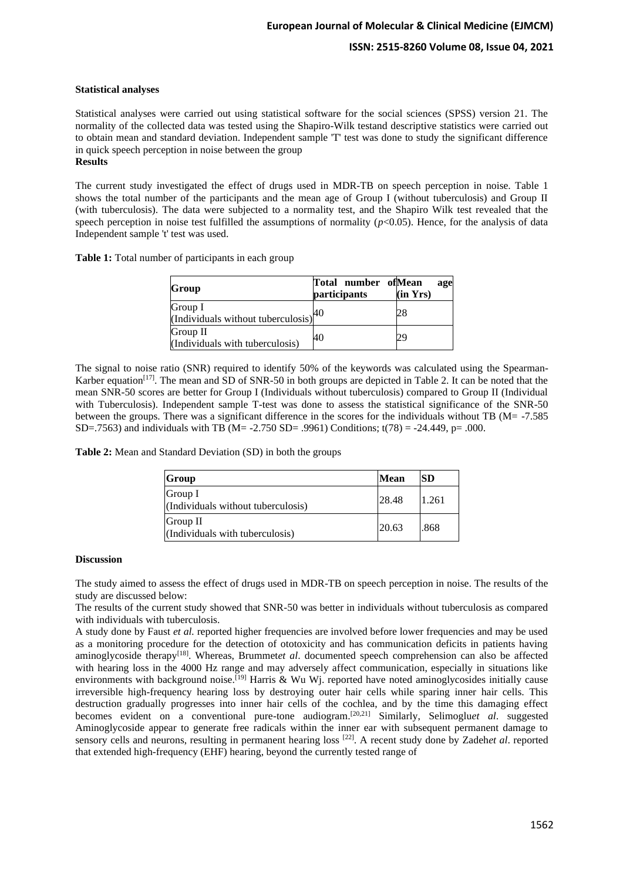**Statistical analyses**

Statistical analyses were carried out using statistical software for the social sciences (SPSS) version 21. The normality of the collected data was tested using the Shapiro-Wilk testand descriptive statistics were carried out to obtain mean and standard deviation. Independent sample 'T' test was done to study the significant difference in quick speech perception in noise between the group

**Results**

The current study investigated the effect of drugs used in MDR-TB on speech perception in noise. Table 1 shows the total number of the participants and the mean age of Group I (without tuberculosis) and Group II (with tuberculosis). The data were subjected to a normality test, and the Shapiro Wilk test revealed that the speech perception in noise test fulfilled the assumptions of normality ($p<0.05$). Hence, for the analysis of data Independent sample 't' test was used.

**Table 1:** Total number of participants in each group

| Group | Total number of participants | Mean age (in Yrs) |
|---|---|---|
| Group I (Individuals without tuberculosis) | 40 | 28 |
| Group II (Individuals with tuberculosis) | 40 | 29 |

The signal to noise ratio (SNR) required to identify 50% of the keywords was calculated using the Spearman-Karber equation[17]. The mean and SD of SNR-50 in both groups are depicted in Table 2. It can be noted that the mean SNR-50 scores are better for Group I (Individuals without tuberculosis) compared to Group II (Individual with Tuberculosis). Independent sample T-test was done to assess the statistical significance of the SNR-50 between the groups. There was a significant difference in the scores for the individuals without TB (M= -7.585 SD=.7563) and individuals with TB (M= -2.750 SD= .9961) Conditions; $t(78) = -24.449$, $p= .000$.

**Table 2:** Mean and Standard Deviation (SD) in both the groups

| Group | Mean | SD |
|---|---|---|
| Group I (Individuals without tuberculosis) | 28.48 | 1.261 |
| Group II (Individuals with tuberculosis) | 20.63 | .868 |

**Discussion**

The study aimed to assess the effect of drugs used in MDR-TB on speech perception in noise. The results of the study are discussed below:

The results of the current study showed that SNR-50 was better in individuals without tuberculosis as compared with individuals with tuberculosis.

A study done by Faust *et al.* reported higher frequencies are involved before lower frequencies and may be used as a monitoring procedure for the detection of ototoxicity and has communication deficits in patients having aminoglycoside therapy[18]. Whereas, Brummet*et al*. documented speech comprehension can also be affected with hearing loss in the 4000 Hz range and may adversely affect communication, especially in situations like environments with background noise.[19] Harris & Wu Wj. reported have noted aminoglycosides initially cause irreversible high-frequency hearing loss by destroying outer hair cells while sparing inner hair cells. This destruction gradually progresses into inner hair cells of the cochlea, and by the time this damaging effect becomes evident on a conventional pure-tone audiogram.[20,21] Similarly, Selimoglu*et al*. suggested Aminoglycoside appear to generate free radicals within the inner ear with subsequent permanent damage to sensory cells and neurons, resulting in permanent hearing loss [22]. A recent study done by Zadeh*et al*. reported that extended high-frequency (EHF) hearing, beyond the currently tested range of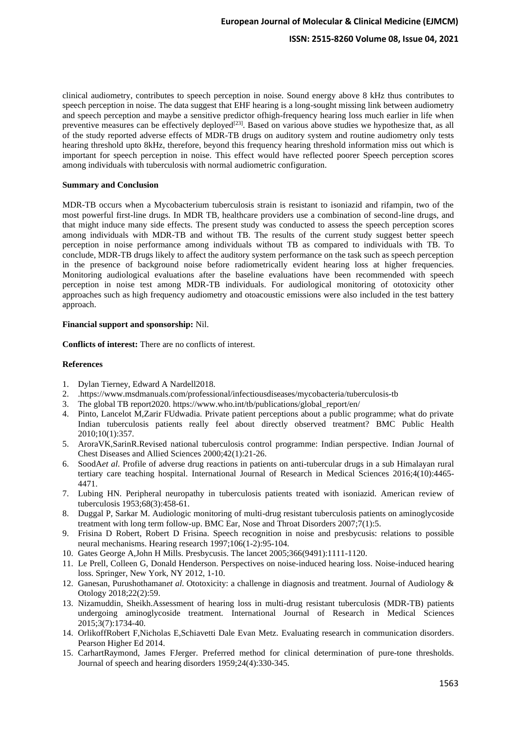clinical audiometry, contributes to speech perception in noise. Sound energy above 8 kHz thus contributes to speech perception in noise. The data suggest that EHF hearing is a long-sought missing link between audiometry and speech perception and maybe a sensitive predictor ofhigh-frequency hearing loss much earlier in life when preventive measures can be effectively deployed[23]. Based on various above studies we hypothesize that, as all of the study reported adverse effects of MDR-TB drugs on auditory system and routine audiometry only tests hearing threshold upto 8kHz, therefore, beyond this frequency hearing threshold information miss out which is important for speech perception in noise. This effect would have reflected poorer Speech perception scores among individuals with tuberculosis with normal audiometric configuration.

**Summary and Conclusion**

MDR-TB occurs when a Mycobacterium tuberculosis strain is resistant to isoniazid and rifampin, two of the most powerful first-line drugs. In MDR TB, healthcare providers use a combination of second-line drugs, and that might induce many side effects. The present study was conducted to assess the speech perception scores among individuals with MDR-TB and without TB. The results of the current study suggest better speech perception in noise performance among individuals without TB as compared to individuals with TB. To conclude, MDR-TB drugs likely to affect the auditory system performance on the task such as speech perception in the presence of background noise before radiometrically evident hearing loss at higher frequencies. Monitoring audiological evaluations after the baseline evaluations have been recommended with speech perception in noise test among MDR-TB individuals. For audiological monitoring of ototoxicity other approaches such as high frequency audiometry and otoacoustic emissions were also included in the test battery approach.

**Financial support and sponsorship:** Nil.

**Conflicts of interest:** There are no conflicts of interest.

**References**

1. Dylan Tierney, Edward A Nardell2018.
2. .https://www.msdmanuals.com/professional/infectiousdiseases/mycobacteria/tuberculosis-tb
3. The global TB report2020. https://www.who.int/tb/publications/global_report/en/
4. Pinto, Lancelot M,Zarir FUdwadia. Private patient perceptions about a public programme; what do private Indian tuberculosis patients really feel about directly observed treatment? BMC Public Health 2010;10(1):357.
5. AroraVK,SarinR.Revised national tuberculosis control programme: Indian perspective. Indian Journal of Chest Diseases and Allied Sciences 2000;42(1):21-26.
6. SoodA*et al.* Profile of adverse drug reactions in patients on anti-tubercular drugs in a sub Himalayan rural tertiary care teaching hospital. International Journal of Research in Medical Sciences 2016;4(10):4465-4471.
7. Lubing HN. Peripheral neuropathy in tuberculosis patients treated with isoniazid. American review of tuberculosis 1953;68(3):458-61.
8. Duggal P, Sarkar M. Audiologic monitoring of multi-drug resistant tuberculosis patients on aminoglycoside treatment with long term follow-up. BMC Ear, Nose and Throat Disorders 2007;7(1):5.
9. Frisina D Robert, Robert D Frisina. Speech recognition in noise and presbycusis: relations to possible neural mechanisms. Hearing research 1997;106(1-2):95-104.
10. Gates George A,John H Mills. Presbycusis. The lancet 2005;366(9491):1111-1120.
11. Le Prell, Colleen G, Donald Henderson. Perspectives on noise-induced hearing loss. Noise-induced hearing loss. Springer, New York, NY 2012, 1-10.
12. Ganesan, Purushothaman*et al.* Ototoxicity: a challenge in diagnosis and treatment. Journal of Audiology & Otology 2018;22(2):59.
13. Nizamuddin, Sheikh.Assessment of hearing loss in multi-drug resistant tuberculosis (MDR-TB) patients undergoing aminoglycoside treatment. International Journal of Research in Medical Sciences 2015;3(7):1734-40.
14. OrlikoffRobert F,Nicholas E,Schiavetti Dale Evan Metz. Evaluating research in communication disorders. Pearson Higher Ed 2014.
15. CarhartRaymond, James FJerger. Preferred method for clinical determination of pure-tone thresholds. Journal of speech and hearing disorders 1959;24(4):330-345.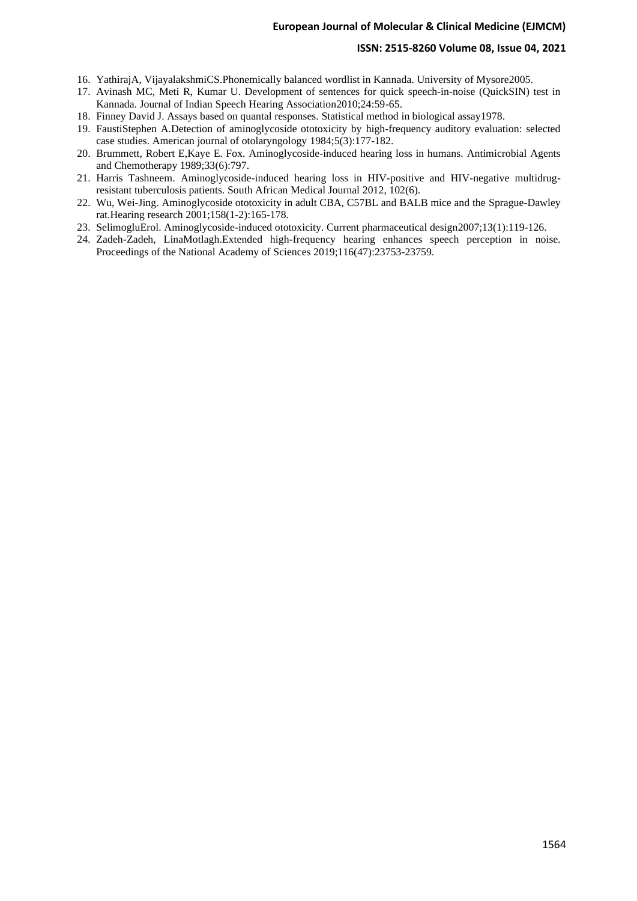16. YathirajA, VijayalakshmiCS.Phonemically balanced wordlist in Kannada. University of Mysore2005.
17. Avinash MC, Meti R, Kumar U. Development of sentences for quick speech-in-noise (QuickSIN) test in Kannada. Journal of Indian Speech Hearing Association2010;24:59-65.
18. Finney David J. Assays based on quantal responses. Statistical method in biological assay1978.
19. FaustiStephen A.Detection of aminoglycoside ototoxicity by high-frequency auditory evaluation: selected case studies. American journal of otolaryngology 1984;5(3):177-182.
20. Brummett, Robert E,Kaye E. Fox. Aminoglycoside-induced hearing loss in humans. Antimicrobial Agents and Chemotherapy 1989;33(6):797.
21. Harris Tashneem. Aminoglycoside-induced hearing loss in HIV-positive and HIV-negative multidrug-resistant tuberculosis patients. South African Medical Journal 2012, 102(6).
22. Wu, Wei-Jing. Aminoglycoside ototoxicity in adult CBA, C57BL and BALB mice and the Sprague-Dawley rat.Hearing research 2001;158(1-2):165-178.
23. SelimogluErol. Aminoglycoside-induced ototoxicity. Current pharmaceutical design2007;13(1):119-126.
24. Zadeh-Zadeh, LinaMotlagh.Extended high-frequency hearing enhances speech perception in noise. Proceedings of the National Academy of Sciences 2019;116(47):23753-23759.